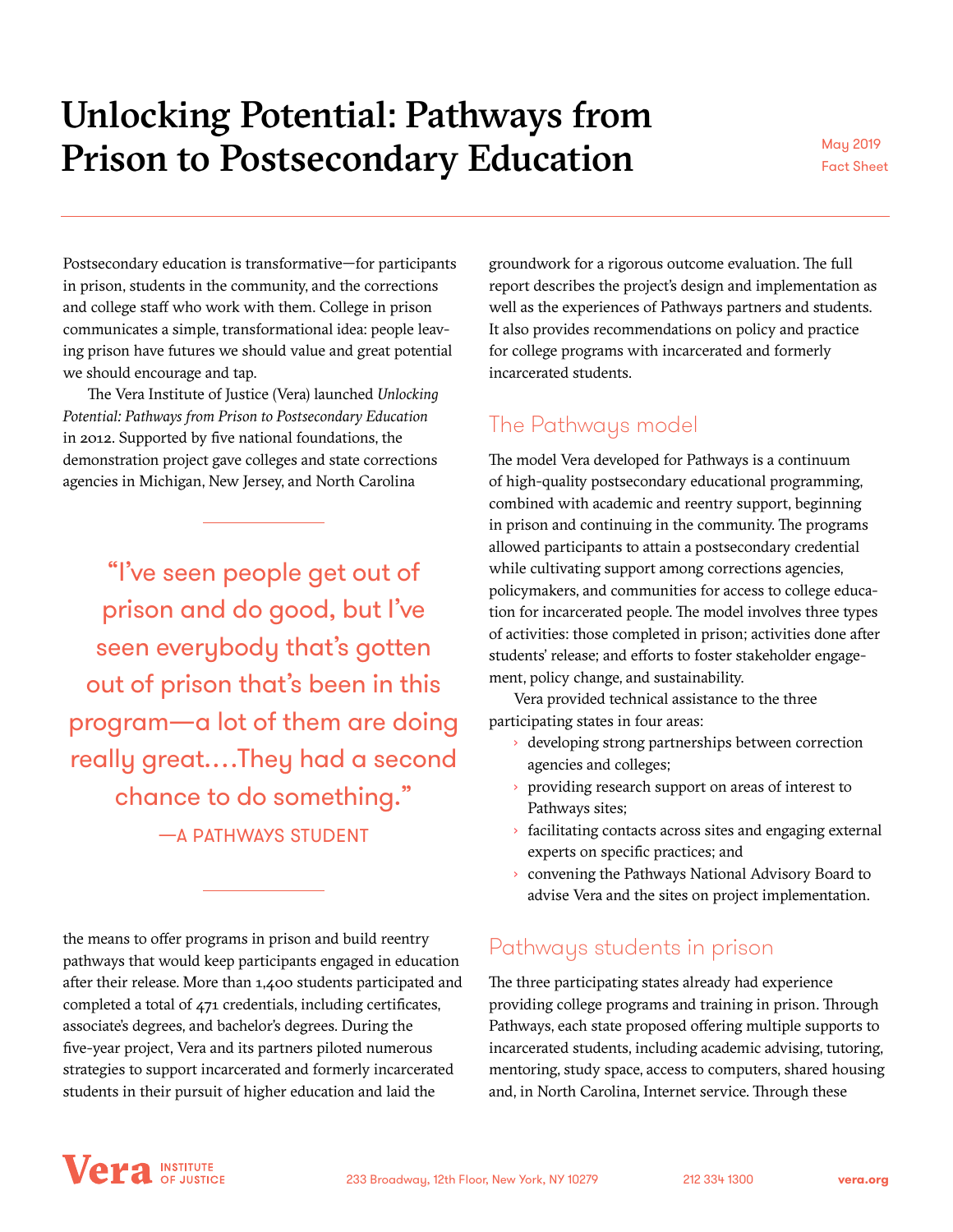# Unlocking Potential: Pathways from Prison to Postsecondary Education

May 2019
Fact Sheet

Postsecondary education is transformative—for participants in prison, students in the community, and the corrections and college staff who work with them. College in prison communicates a simple, transformational idea: people leaving prison have futures we should value and great potential we should encourage and tap.

The Vera Institute of Justice (Vera) launched *Unlocking Potential: Pathways from Prison to Postsecondary Education* in 2012. Supported by five national foundations, the demonstration project gave colleges and state corrections agencies in Michigan, New Jersey, and North Carolina the means to offer programs in prison and build reentry pathways that would keep participants engaged in education after their release. More than 1,400 students participated and completed a total of 471 credentials, including certificates, associate's degrees, and bachelor's degrees. During the five-year project, Vera and its partners piloted numerous strategies to support incarcerated and formerly incarcerated students in their pursuit of higher education and laid the groundwork for a rigorous outcome evaluation. The full report describes the project's design and implementation as well as the experiences of Pathways partners and students. It also provides recommendations on policy and practice for college programs with incarcerated and formerly incarcerated students.

> "I've seen people get out of prison and do good, but I've seen everybody that's gotten out of prison that's been in this program—a lot of them are doing really great.…They had a second chance to do something."
>
> —A PATHWAYS STUDENT

## The Pathways model

The model Vera developed for Pathways is a continuum of high-quality postsecondary educational programming, combined with academic and reentry support, beginning in prison and continuing in the community. The programs allowed participants to attain a postsecondary credential while cultivating support among corrections agencies, policymakers, and communities for access to college education for incarcerated people. The model involves three types of activities: those completed in prison; activities done after students' release; and efforts to foster stakeholder engagement, policy change, and sustainability.

Vera provided technical assistance to the three participating states in four areas:

- developing strong partnerships between correction agencies and colleges;
- providing research support on areas of interest to Pathways sites;
- facilitating contacts across sites and engaging external experts on specific practices; and
- convening the Pathways National Advisory Board to advise Vera and the sites on project implementation.

## Pathways students in prison

The three participating states already had experience providing college programs and training in prison. Through Pathways, each state proposed offering multiple supports to incarcerated students, including academic advising, tutoring, mentoring, study space, access to computers, shared housing and, in North Carolina, Internet service. Through these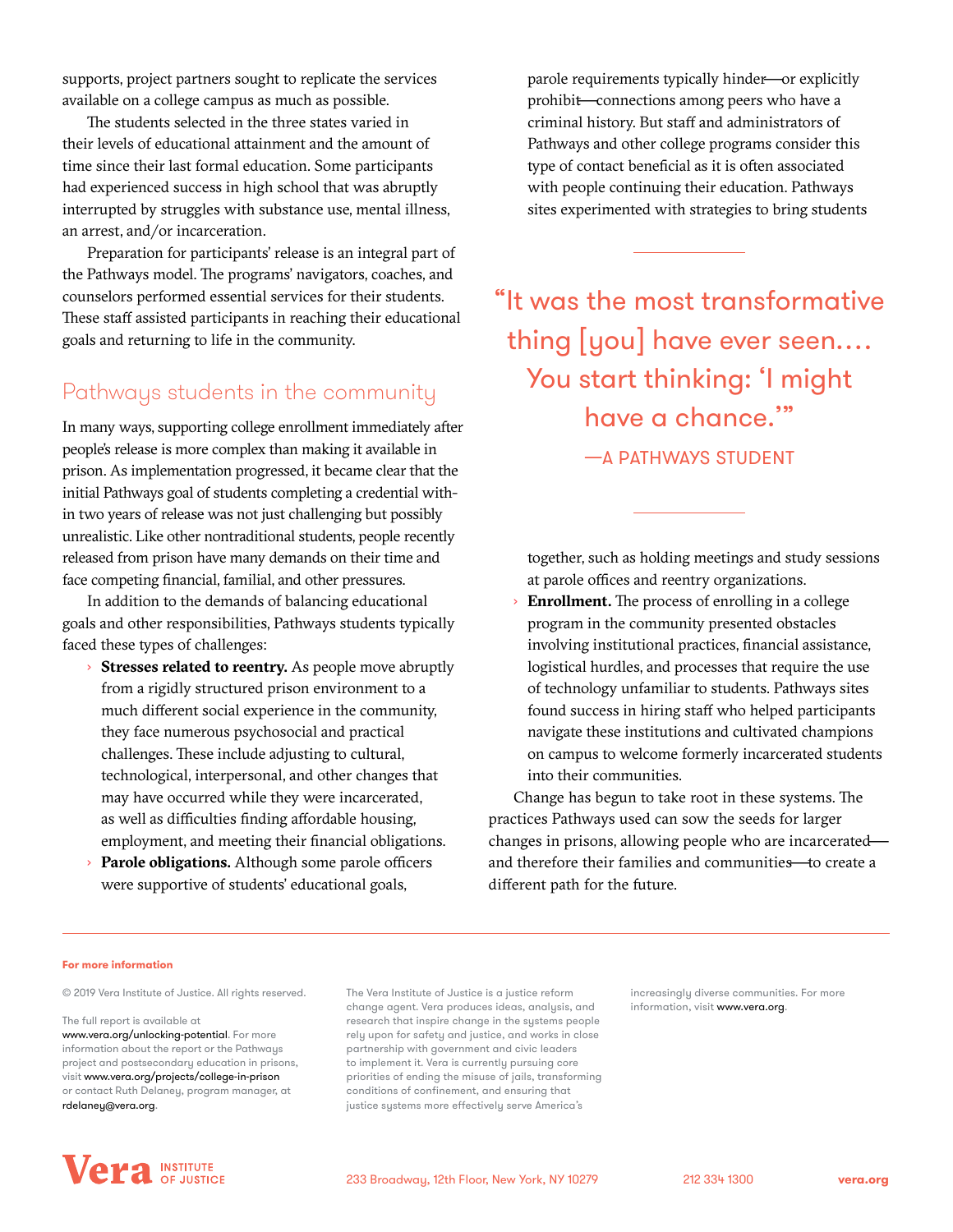supports, project partners sought to replicate the services available on a college campus as much as possible.

The students selected in the three states varied in their levels of educational attainment and the amount of time since their last formal education. Some participants had experienced success in high school that was abruptly interrupted by struggles with substance use, mental illness, an arrest, and/or incarceration.

Preparation for participants' release is an integral part of the Pathways model. The programs' navigators, coaches, and counselors performed essential services for their students. These staff assisted participants in reaching their educational goals and returning to life in the community.

## Pathways students in the community

In many ways, supporting college enrollment immediately after people's release is more complex than making it available in prison. As implementation progressed, it became clear that the initial Pathways goal of students completing a credential within two years of release was not just challenging but possibly unrealistic. Like other nontraditional students, people recently released from prison have many demands on their time and face competing financial, familial, and other pressures.

In addition to the demands of balancing educational goals and other responsibilities, Pathways students typically faced these types of challenges:

- **Stresses related to reentry.** As people move abruptly from a rigidly structured prison environment to a much different social experience in the community, they face numerous psychosocial and practical challenges. These include adjusting to cultural, technological, interpersonal, and other changes that may have occurred while they were incarcerated, as well as difficulties finding affordable housing, employment, and meeting their financial obligations.
- **Parole obligations.** Although some parole officers were supportive of students' educational goals, parole requirements typically hinder—or explicitly prohibit—connections among peers who have a criminal history. But staff and administrators of Pathways and other college programs consider this type of contact beneficial as it is often associated with people continuing their education. Pathways sites experimented with strategies to bring students together, such as holding meetings and study sessions at parole offices and reentry organizations.
- **Enrollment.** The process of enrolling in a college program in the community presented obstacles involving institutional practices, financial assistance, logistical hurdles, and processes that require the use of technology unfamiliar to students. Pathways sites found success in hiring staff who helped participants navigate these institutions and cultivated champions on campus to welcome formerly incarcerated students into their communities.

> "It was the most transformative thing [you] have ever seen.... You start thinking: 'I might have a chance.'"
>
> —A PATHWAYS STUDENT

Change has begun to take root in these systems. The practices Pathways used can sow the seeds for larger changes in prisons, allowing people who are incarcerated—and therefore their families and communities—to create a different path for the future.

**For more information**

© 2019 Vera Institute of Justice. All rights reserved.

The full report is available at www.vera.org/unlocking-potential. For more information about the report or the Pathways project and postsecondary education in prisons, visit www.vera.org/projects/college-in-prison or contact Ruth Delaney, program manager, at rdelaney@vera.org.

The Vera Institute of Justice is a justice reform change agent. Vera produces ideas, analysis, and research that inspire change in the systems people rely upon for safety and justice, and works in close partnership with government and civic leaders to implement it. Vera is currently pursuing core priorities of ending the misuse of jails, transforming conditions of confinement, and ensuring that justice systems more effectively serve America's increasingly diverse communities. For more information, visit www.vera.org.

Vera INSTITUTE OF JUSTICE

233 Broadway, 12th Floor, New York, NY 10279 212 334 1300 vera.org